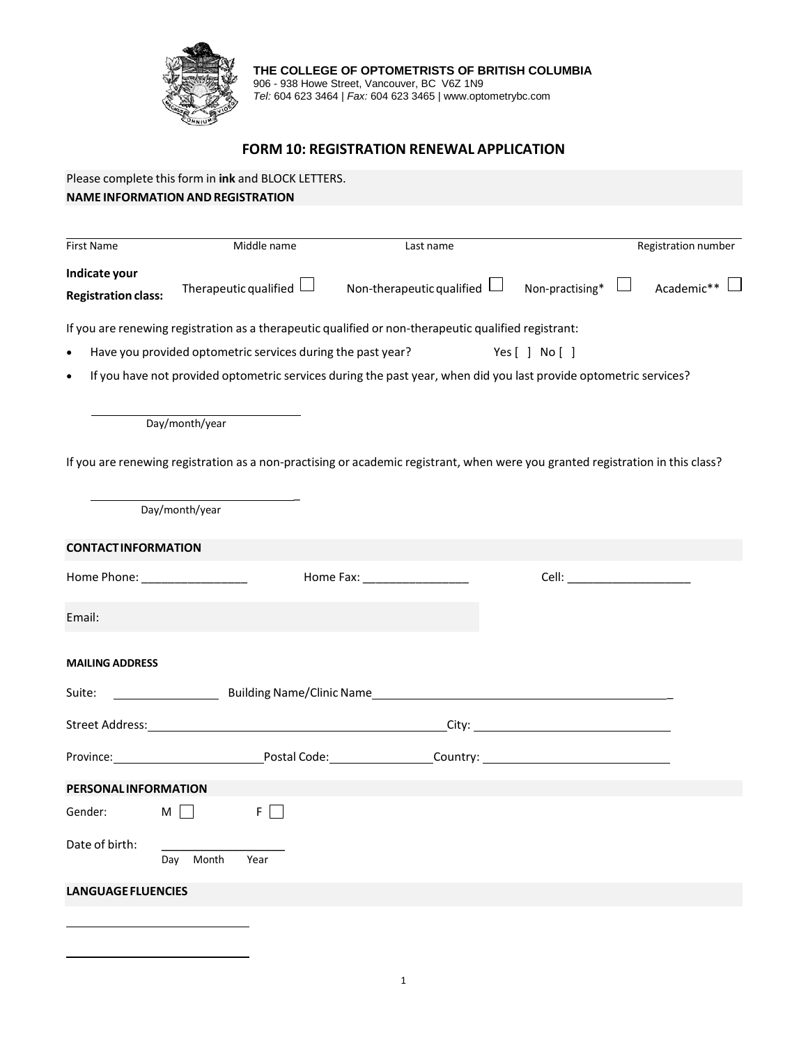**THE COLLEGE OF OPTOMETRISTS OF BRITISH COLUMBIA**
906 - 938 Howe Street, Vancouver, BC V6Z 1N9
*Tel:* 604 623 3464 | *Fax:* 604 623 3465 | www.optometrybc.com

# FORM 10: REGISTRATION RENEWAL APPLICATION

Please complete this form in **ink** and BLOCK LETTERS.

## NAME INFORMATION AND REGISTRATION

First Name ____ Middle name ____ Last name ____ Registration number ____

**Indicate your Registration class:** Therapeutic qualified ☐ Non-therapeutic qualified ☐ Non-practising* ☐ Academic** ☐

If you are renewing registration as a therapeutic qualified or non-therapeutic qualified registrant:

- Have you provided optometric services during the past year? Yes [ ] No [ ]
- If you have not provided optometric services during the past year, when did you last provide optometric services?

________________________
Day/month/year

If you are renewing registration as a non-practising or academic registrant, when were you granted registration in this class?

________________________
Day/month/year

## CONTACT INFORMATION

Home Phone: ________________ Home Fax: ________________ Cell: ___________________

Email:

### MAILING ADDRESS

Suite: ____________ Building Name/Clinic Name ________________________________________

Street Address: ________________________________________ City: ____________________________

Province: ______________________ Postal Code: ______________ Country: ____________________________

## PERSONAL INFORMATION

Gender: M ☐ F ☐

Date of birth: ________________
Day Month Year

## LANGUAGE FLUENCIES

____________________________

____________________________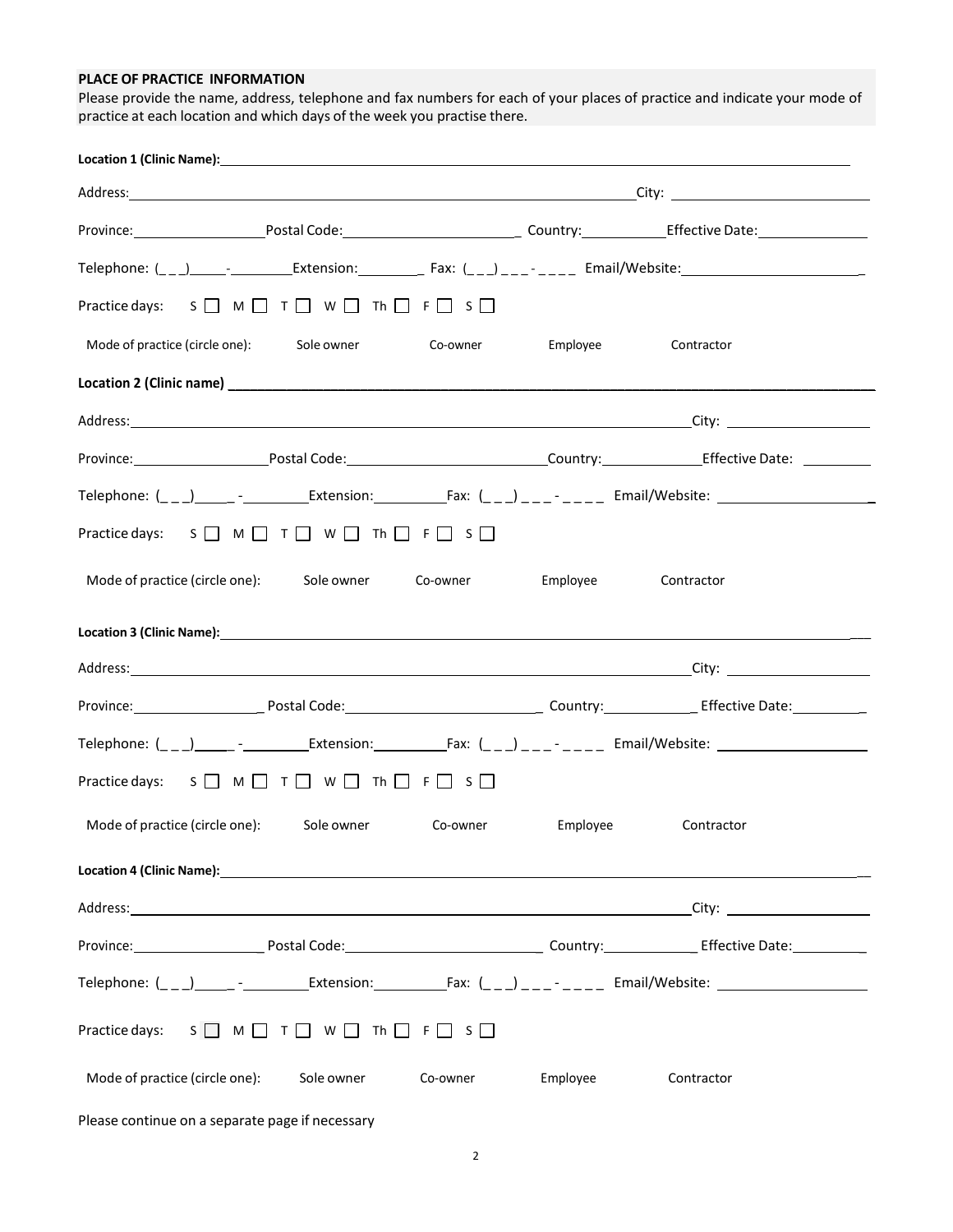**PLACE OF PRACTICE INFORMATION**

Please provide the name, address, telephone and fax numbers for each of your places of practice and indicate your mode of practice at each location and which days of the week you practise there.

**Location 1 (Clinic Name):** ______________________________

Address: ______________________________ City: ______________

Province: __________ Postal Code: ______________ Country: __________ Effective Date: __________

Telephone: (_ _ _) ____-_______ Extension: _______ Fax: (_ _ _) _ _ _ - _ _ _ _ Email/Website: ______________

Practice days: S ☐ M ☐ T ☐ W ☐ Th ☐ F ☐ S ☐

Mode of practice (circle one): Sole owner Co-owner Employee Contractor

**Location 2 (Clinic name)** ______________________________

Address: ______________________________ City: ______________

Province: __________ Postal Code: ______________ Country: __________ Effective Date: __________

Telephone: (_ _ _) ____-_______ Extension: _______ Fax: (_ _ _) _ _ _ - _ _ _ _ Email/Website: ______________

Practice days: S ☐ M ☐ T ☐ W ☐ Th ☐ F ☐ S ☐

Mode of practice (circle one): Sole owner Co-owner Employee Contractor

**Location 3 (Clinic Name):** ______________________________

Address: ______________________________ City: ______________

Province: __________ Postal Code: ______________ Country: __________ Effective Date: __________

Telephone: (_ _ _) ____-_______ Extension: _______ Fax: (_ _ _) _ _ _ - _ _ _ _ Email/Website: ______________

Practice days: S ☐ M ☐ T ☐ W ☐ Th ☐ F ☐ S ☐

Mode of practice (circle one): Sole owner Co-owner Employee Contractor

**Location 4 (Clinic Name):** ______________________________

Address: ______________________________ City: ______________

Province: __________ Postal Code: ______________ Country: __________ Effective Date: __________

Telephone: (_ _ _) ____-_______ Extension: _______ Fax: (_ _ _) _ _ _ - _ _ _ _ Email/Website: ______________

Practice days: S ☐ M ☐ T ☐ W ☐ Th ☐ F ☐ S ☐

Mode of practice (circle one): Sole owner Co-owner Employee Contractor

Please continue on a separate page if necessary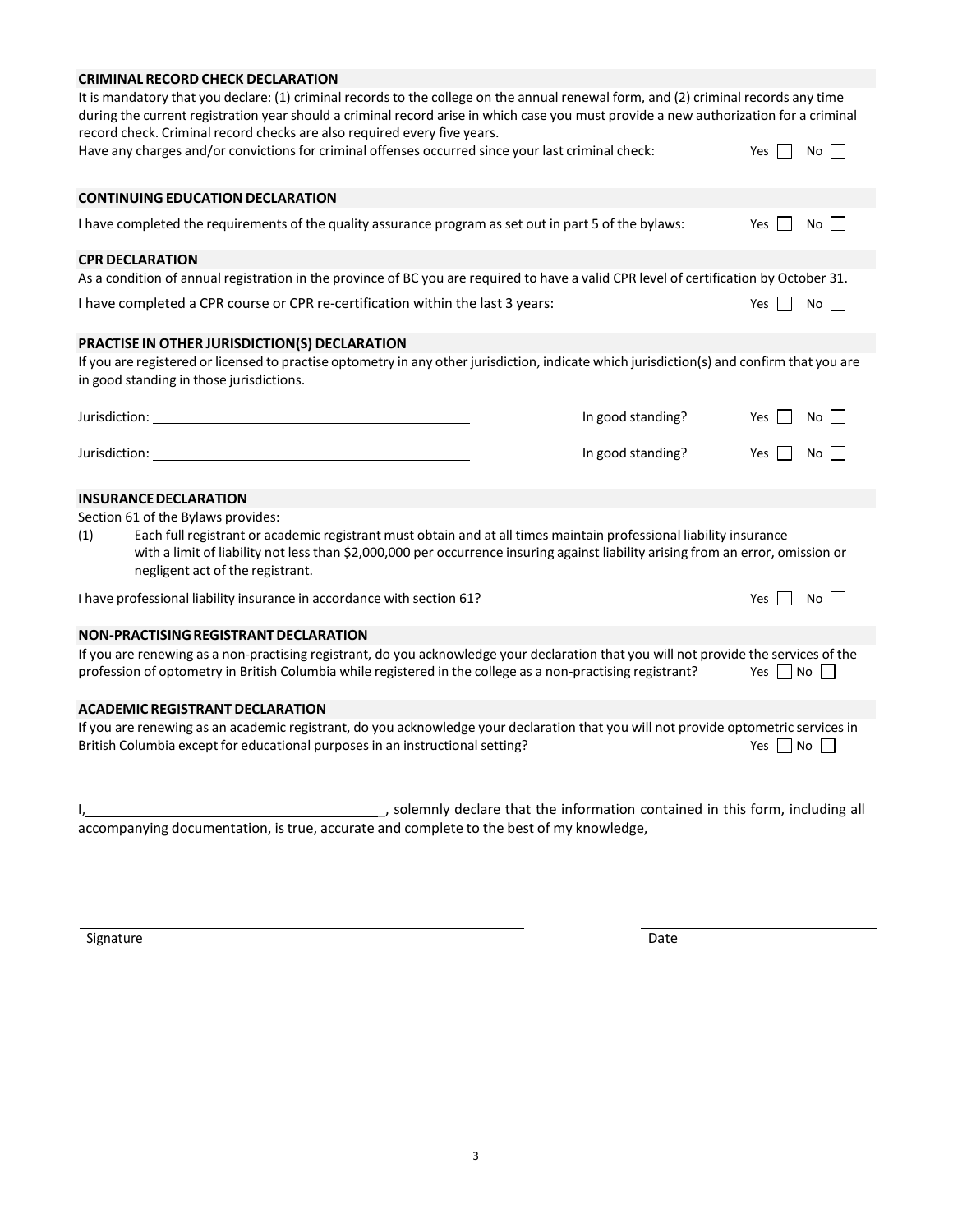## CRIMINAL RECORD CHECK DECLARATION

It is mandatory that you declare: (1) criminal records to the college on the annual renewal form, and (2) criminal records any time during the current registration year should a criminal record arise in which case you must provide a new authorization for a criminal record check. Criminal record checks are also required every five years.

Have any charges and/or convictions for criminal offenses occurred since your last criminal check: Yes ☐ No ☐

## CONTINUING EDUCATION DECLARATION

I have completed the requirements of the quality assurance program as set out in part 5 of the bylaws: Yes ☐ No ☐

## CPR DECLARATION

As a condition of annual registration in the province of BC you are required to have a valid CPR level of certification by October 31.

I have completed a CPR course or CPR re-certification within the last 3 years: Yes ☐ No ☐

## PRACTISE IN OTHER JURISDICTION(S) DECLARATION

If you are registered or licensed to practise optometry in any other jurisdiction, indicate which jurisdiction(s) and confirm that you are in good standing in those jurisdictions.

Jurisdiction: ______________________________ In good standing? Yes ☐ No ☐

Jurisdiction: ______________________________ In good standing? Yes ☐ No ☐

## INSURANCE DECLARATION

Section 61 of the Bylaws provides:

(1) Each full registrant or academic registrant must obtain and at all times maintain professional liability insurance with a limit of liability not less than $2,000,000 per occurrence insuring against liability arising from an error, omission or negligent act of the registrant.

I have professional liability insurance in accordance with section 61? Yes ☐ No ☐

## NON-PRACTISING REGISTRANT DECLARATION

If you are renewing as a non-practising registrant, do you acknowledge your declaration that you will not provide the services of the profession of optometry in British Columbia while registered in the college as a non-practising registrant? Yes ☐ No ☐

## ACADEMIC REGISTRANT DECLARATION

If you are renewing as an academic registrant, do you acknowledge your declaration that you will not provide optometric services in British Columbia except for educational purposes in an instructional setting? Yes ☐ No ☐

I, ______________________________, solemnly declare that the information contained in this form, including all accompanying documentation, is true, accurate and complete to the best of my knowledge,

______________________________ Signature

______________________________ Date